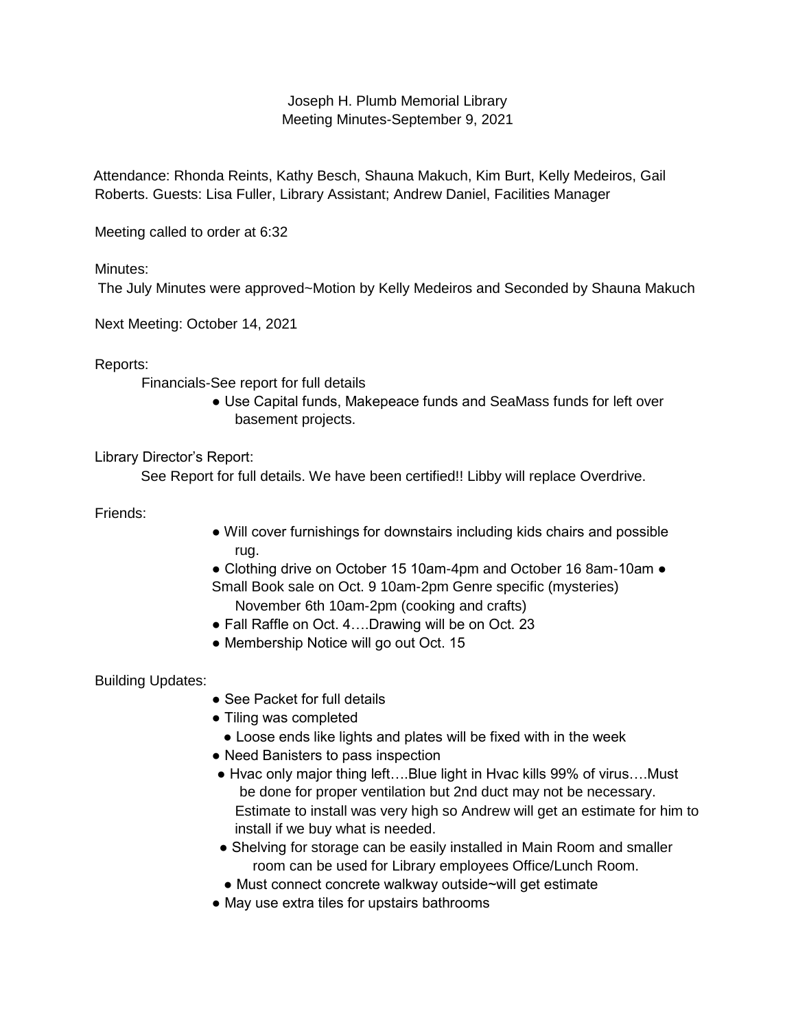# Joseph H. Plumb Memorial Library
## Meeting Minutes-September 9, 2021

Attendance: Rhonda Reints, Kathy Besch, Shauna Makuch, Kim Burt, Kelly Medeiros, Gail Roberts. Guests: Lisa Fuller, Library Assistant; Andrew Daniel, Facilities Manager

Meeting called to order at 6:32

Minutes:

The July Minutes were approved~Motion by Kelly Medeiros and Seconded by Shauna Makuch

Next Meeting: October 14, 2021

Reports:

Financials-See report for full details

- Use Capital funds, Makepeace funds and SeaMass funds for left over basement projects.

Library Director's Report:

See Report for full details. We have been certified!! Libby will replace Overdrive.

Friends:

- Will cover furnishings for downstairs including kids chairs and possible rug.
- Clothing drive on October 15 10am-4pm and October 16 8am-10am
- Small Book sale on Oct. 9 10am-2pm Genre specific (mysteries) November 6th 10am-2pm (cooking and crafts)
- Fall Raffle on Oct. 4….Drawing will be on Oct. 23
- Membership Notice will go out Oct. 15

Building Updates:

- See Packet for full details
- Tiling was completed
  - Loose ends like lights and plates will be fixed with in the week
- Need Banisters to pass inspection
- Hvac only major thing left….Blue light in Hvac kills 99% of virus….Must be done for proper ventilation but 2nd duct may not be necessary. Estimate to install was very high so Andrew will get an estimate for him to install if we buy what is needed.
- Shelving for storage can be easily installed in Main Room and smaller room can be used for Library employees Office/Lunch Room.
- Must connect concrete walkway outside~will get estimate
- May use extra tiles for upstairs bathrooms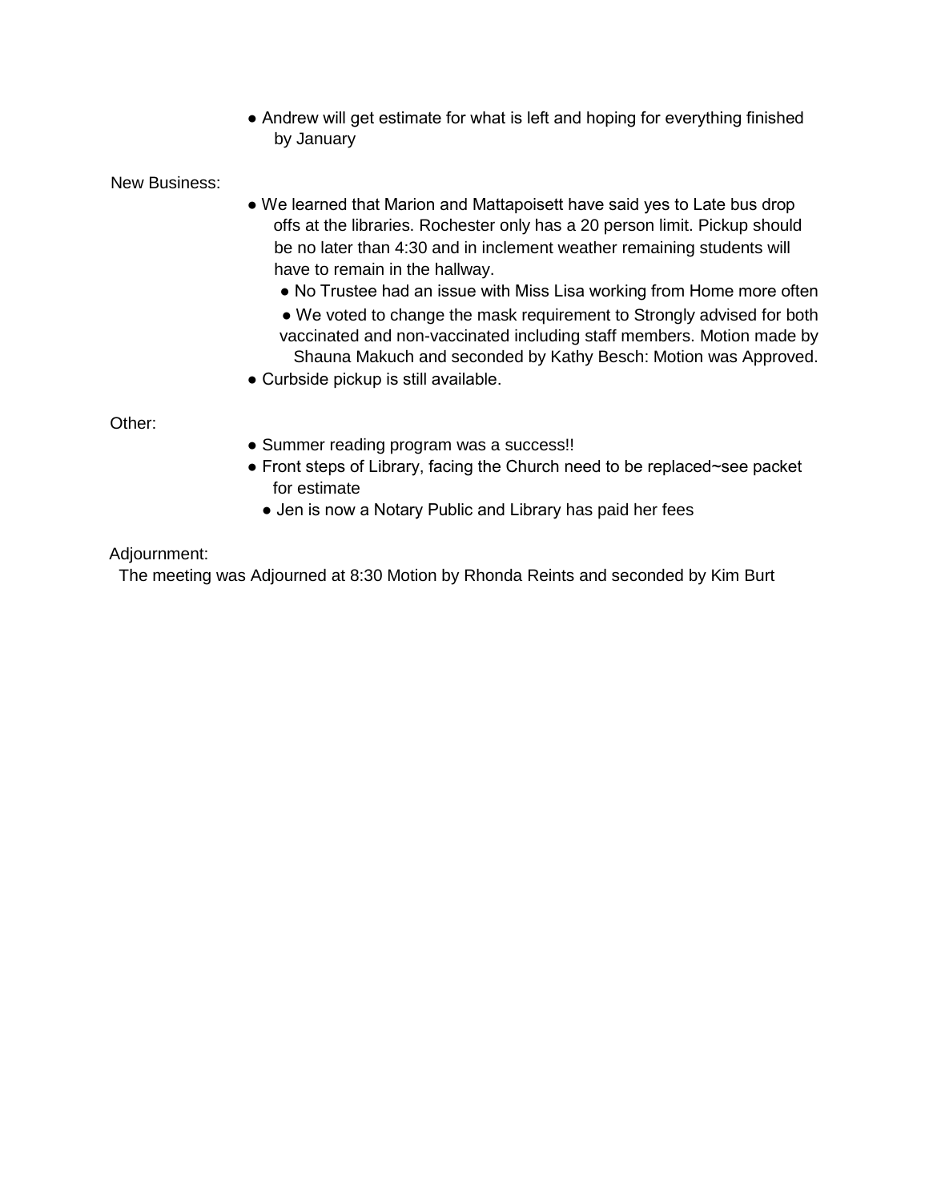- Andrew will get estimate for what is left and hoping for everything finished by January

New Business:

- We learned that Marion and Mattapoisett have said yes to Late bus drop offs at the libraries. Rochester only has a 20 person limit. Pickup should be no later than 4:30 and in inclement weather remaining students will have to remain in the hallway.
  - No Trustee had an issue with Miss Lisa working from Home more often
  - We voted to change the mask requirement to Strongly advised for both vaccinated and non-vaccinated including staff members. Motion made by Shauna Makuch and seconded by Kathy Besch: Motion was Approved.
- Curbside pickup is still available.

Other:

- Summer reading program was a success!!
- Front steps of Library, facing the Church need to be replaced~see packet for estimate
  - Jen is now a Notary Public and Library has paid her fees

Adjournment:

The meeting was Adjourned at 8:30 Motion by Rhonda Reints and seconded by Kim Burt